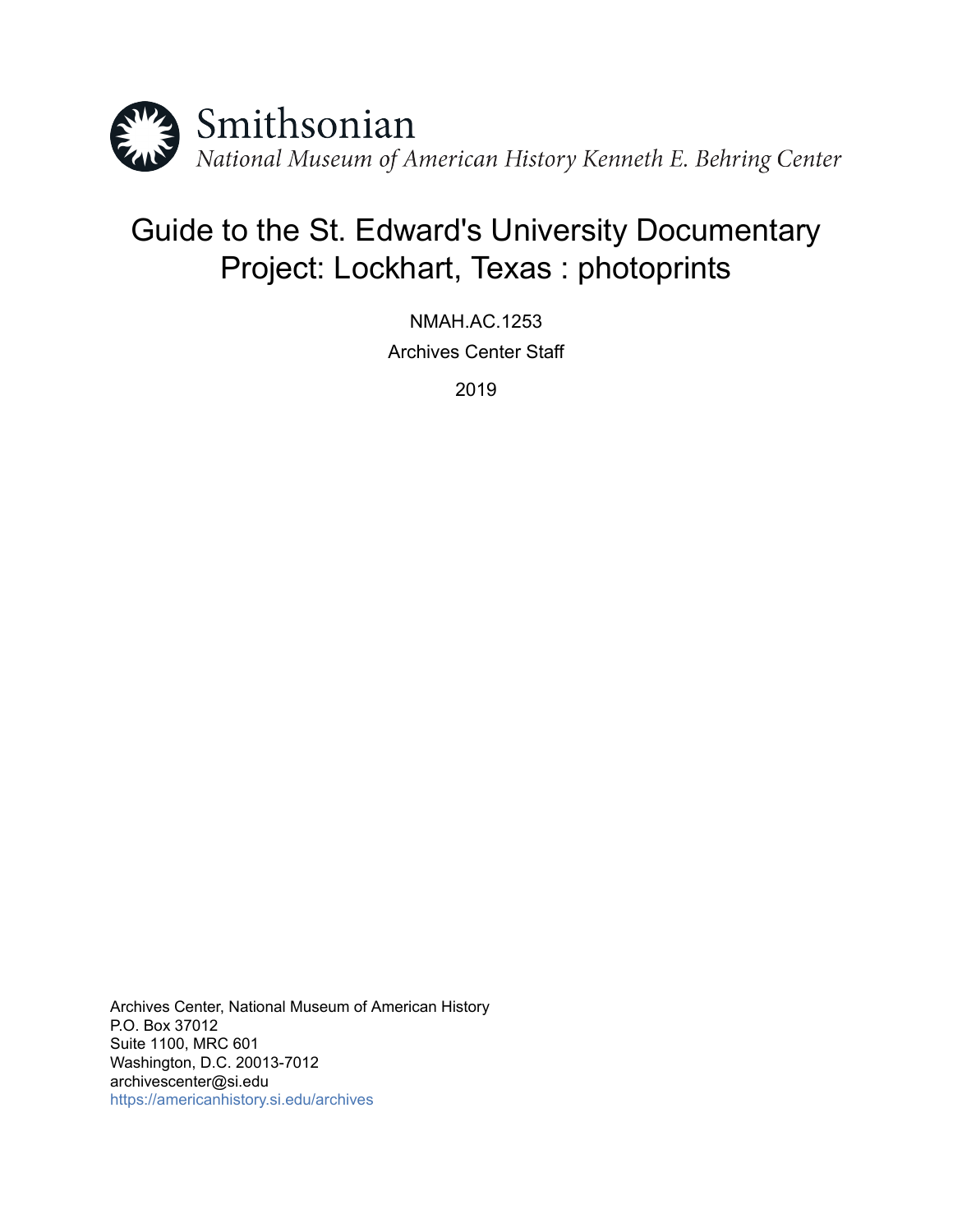Smithsonian

*National Museum of American History Kenneth E. Behring Center*

# Guide to the St. Edward's University Documentary Project: Lockhart, Texas : photoprints

NMAH.AC.1253

Archives Center Staff

2019

Archives Center, National Museum of American History
P.O. Box 37012
Suite 1100, MRC 601
Washington, D.C. 20013-7012
archivescenter@si.edu
https://americanhistory.si.edu/archives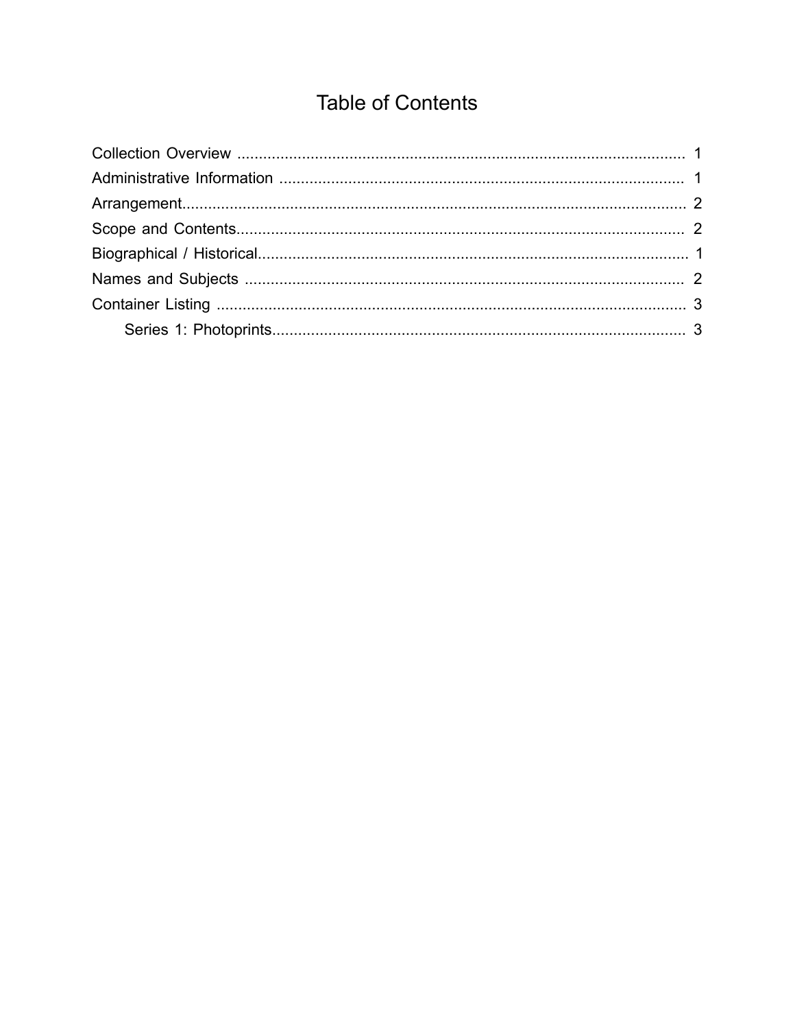# Table of Contents

Collection Overview .......................................................................................................... 1
Administrative Information ................................................................................................ 1
Arrangement....................................................................................................................... 2
Scope and Contents........................................................................................................... 2
Biographical / Historical..................................................................................................... 1
Names and Subjects ......................................................................................................... 2
Container Listing ............................................................................................................... 3
    Series 1: Photoprints..................................................................................................... 3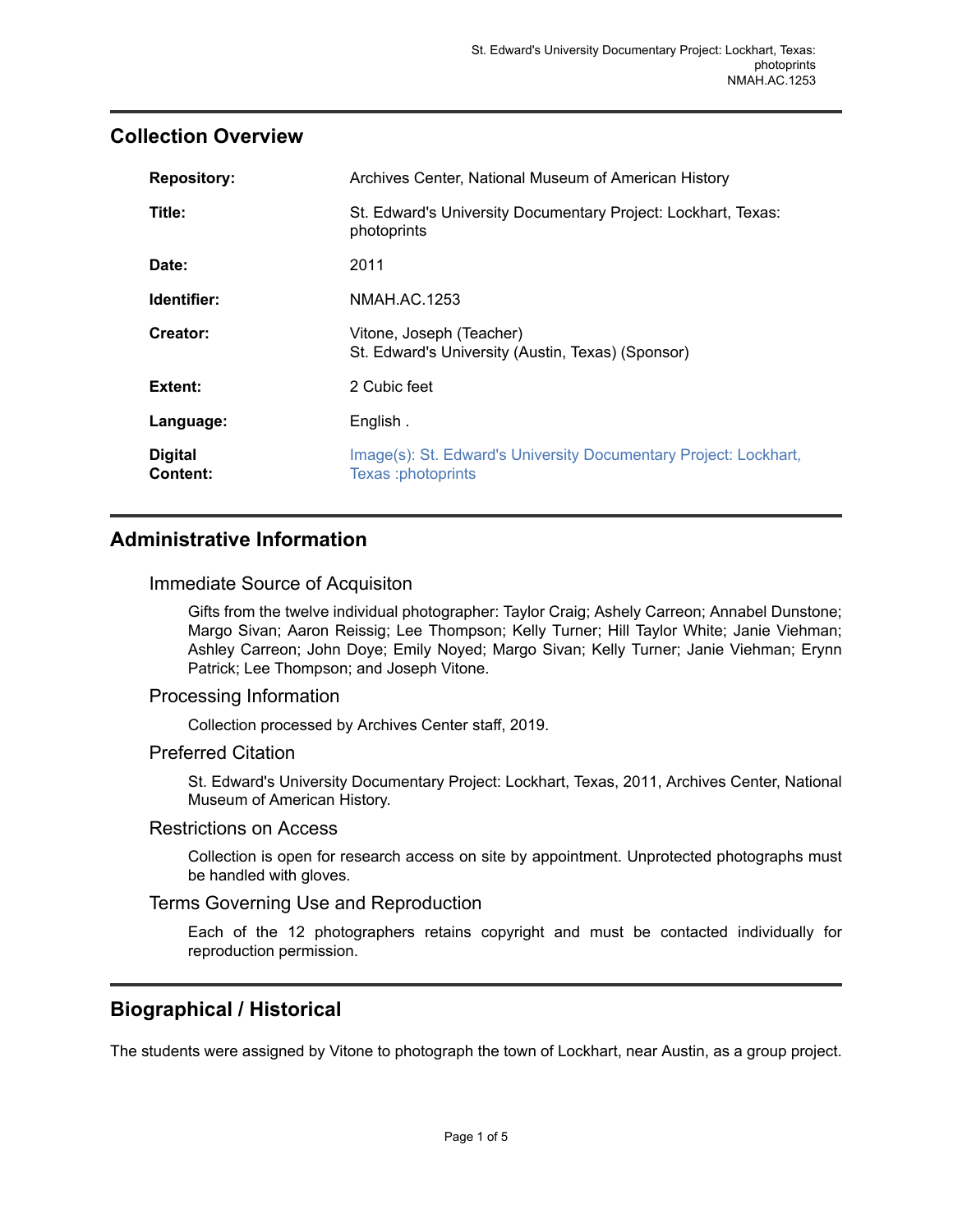## Collection Overview

| | |
|---|---|
| **Repository:** | Archives Center, National Museum of American History |
| **Title:** | St. Edward's University Documentary Project: Lockhart, Texas: photoprints |
| **Date:** | 2011 |
| **Identifier:** | NMAH.AC.1253 |
| **Creator:** | Vitone, Joseph (Teacher)<br>St. Edward's University (Austin, Texas) (Sponsor) |
| **Extent:** | 2 Cubic feet |
| **Language:** | English . |
| **Digital Content:** | Image(s): St. Edward's University Documentary Project: Lockhart, Texas :photoprints |

## Administrative Information

### Immediate Source of Acquisiton

Gifts from the twelve individual photographer: Taylor Craig; Ashely Carreon; Annabel Dunstone; Margo Sivan; Aaron Reissig; Lee Thompson; Kelly Turner; Hill Taylor White; Janie Viehman; Ashley Carreon; John Doye; Emily Noyed; Margo Sivan; Kelly Turner; Janie Viehman; Erynn Patrick; Lee Thompson; and Joseph Vitone.

### Processing Information

Collection processed by Archives Center staff, 2019.

### Preferred Citation

St. Edward's University Documentary Project: Lockhart, Texas, 2011, Archives Center, National Museum of American History.

### Restrictions on Access

Collection is open for research access on site by appointment. Unprotected photographs must be handled with gloves.

### Terms Governing Use and Reproduction

Each of the 12 photographers retains copyright and must be contacted individually for reproduction permission.

## Biographical / Historical

The students were assigned by Vitone to photograph the town of Lockhart, near Austin, as a group project.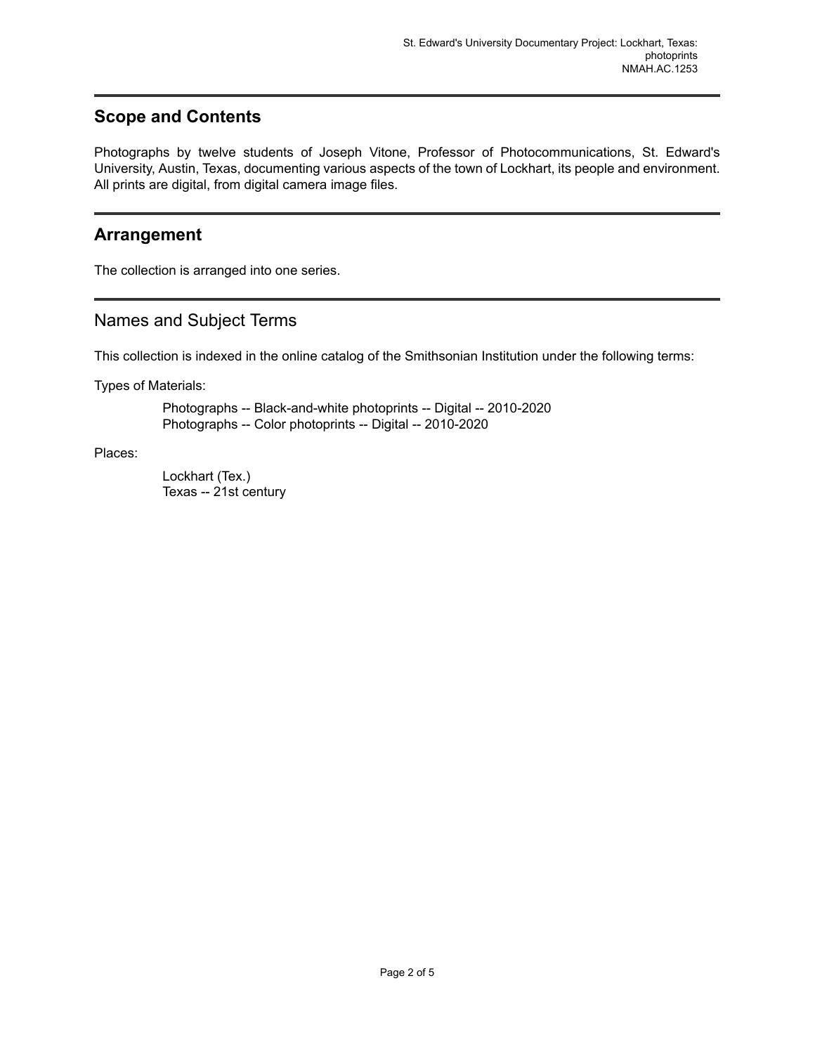## Scope and Contents

Photographs by twelve students of Joseph Vitone, Professor of Photocommunications, St. Edward's University, Austin, Texas, documenting various aspects of the town of Lockhart, its people and environment. All prints are digital, from digital camera image files.

## Arrangement

The collection is arranged into one series.

## Names and Subject Terms

This collection is indexed in the online catalog of the Smithsonian Institution under the following terms:

Types of Materials:

- Photographs -- Black-and-white photoprints -- Digital -- 2010-2020
- Photographs -- Color photoprints -- Digital -- 2010-2020

Places:

- Lockhart (Tex.)
- Texas -- 21st century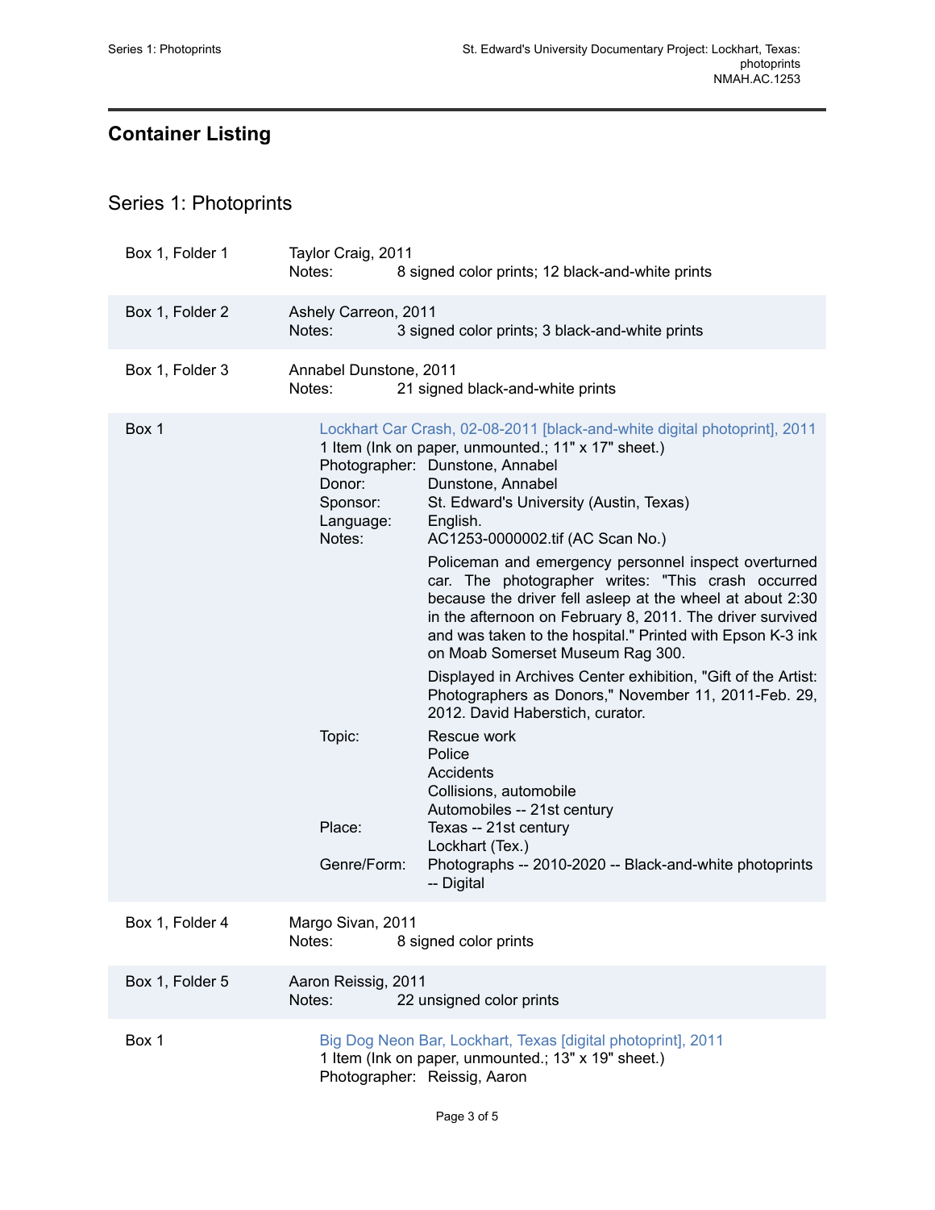## Container Listing

## Series 1: Photoprints

| | |
|---|---|
| Box 1, Folder 1 | Taylor Craig, 2011<br>Notes: 8 signed color prints; 12 black-and-white prints |
| Box 1, Folder 2 | Ashely Carreon, 2011<br>Notes: 3 signed color prints; 3 black-and-white prints |
| Box 1, Folder 3 | Annabel Dunstone, 2011<br>Notes: 21 signed black-and-white prints |
| Box 1 | Lockhart Car Crash, 02-08-2011 [black-and-white digital photoprint], 2011<br>1 Item (Ink on paper, unmounted.; 11" x 17" sheet.)<br>Photographer: Dunstone, Annabel<br>Donor: Dunstone, Annabel<br>Sponsor: St. Edward's University (Austin, Texas)<br>Language: English.<br>Notes: AC1253-0000002.tif (AC Scan No.)<br>Policeman and emergency personnel inspect overturned car. The photographer writes: "This crash occurred because the driver fell asleep at the wheel at about 2:30 in the afternoon on February 8, 2011. The driver survived and was taken to the hospital." Printed with Epson K-3 ink on Moab Somerset Museum Rag 300.<br>Displayed in Archives Center exhibition, "Gift of the Artist: Photographers as Donors," November 11, 2011-Feb. 29, 2012. David Haberstich, curator.<br>Topic: Rescue work; Police; Accidents; Collisions, automobile; Automobiles -- 21st century<br>Place: Texas -- 21st century; Lockhart (Tex.)<br>Genre/Form: Photographs -- 2010-2020 -- Black-and-white photoprints -- Digital |
| Box 1, Folder 4 | Margo Sivan, 2011<br>Notes: 8 signed color prints |
| Box 1, Folder 5 | Aaron Reissig, 2011<br>Notes: 22 unsigned color prints |
| Box 1 | Big Dog Neon Bar, Lockhart, Texas [digital photoprint], 2011<br>1 Item (Ink on paper, unmounted.; 13" x 19" sheet.)<br>Photographer: Reissig, Aaron |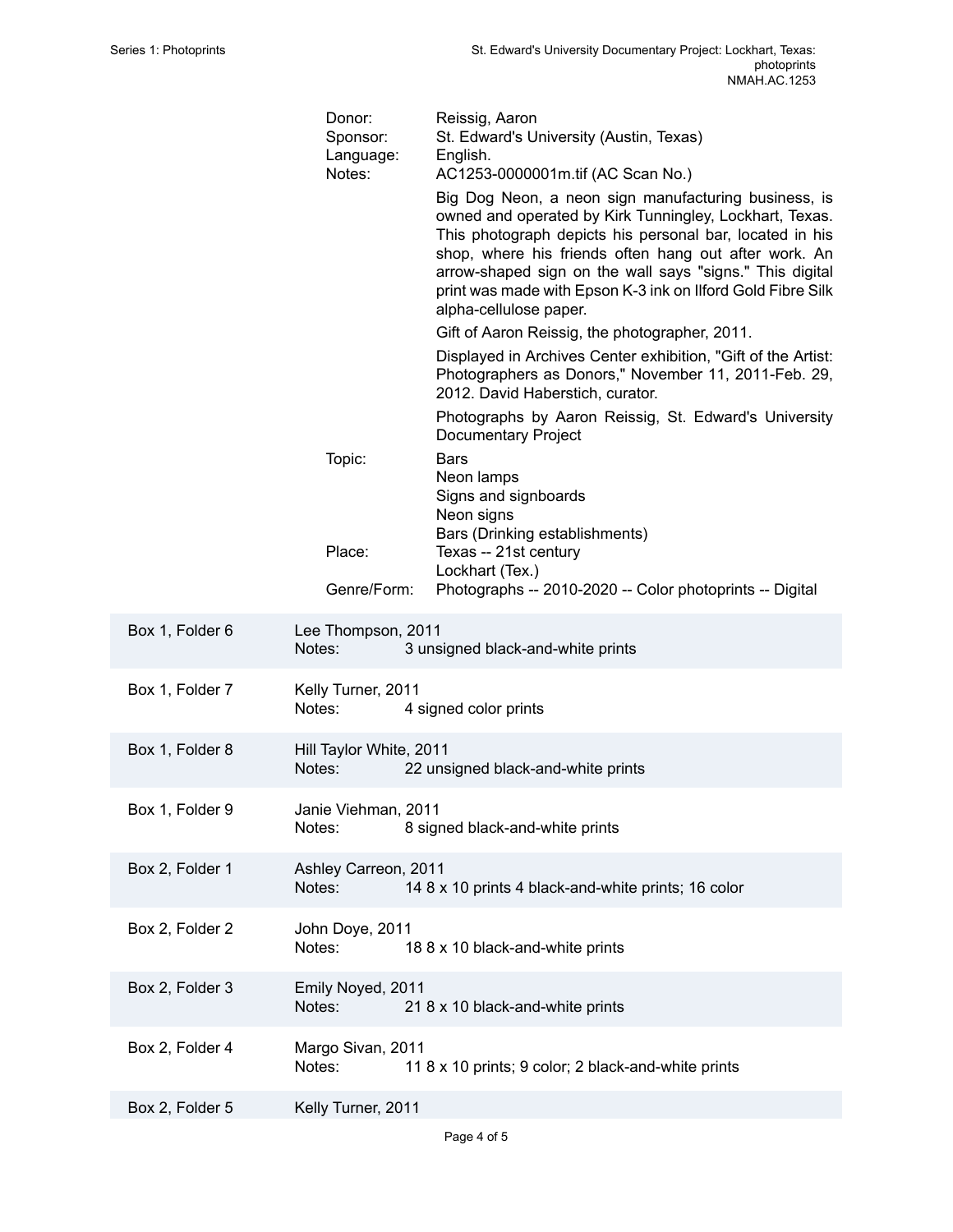| | |
|---|---|
| Donor: | Reissig, Aaron |
| Sponsor: | St. Edward's University (Austin, Texas) |
| Language: | English. |
| Notes: | AC1253-0000001m.tif (AC Scan No.) |
| | Big Dog Neon, a neon sign manufacturing business, is owned and operated by Kirk Tunningley, Lockhart, Texas. This photograph depicts his personal bar, located in his shop, where his friends often hang out after work. An arrow-shaped sign on the wall says "signs." This digital print was made with Epson K-3 ink on Ilford Gold Fibre Silk alpha-cellulose paper. |
| | Gift of Aaron Reissig, the photographer, 2011. |
| | Displayed in Archives Center exhibition, "Gift of the Artist: Photographers as Donors," November 11, 2011-Feb. 29, 2012. David Haberstich, curator. |
| | Photographs by Aaron Reissig, St. Edward's University Documentary Project |
| Topic: | Bars<br>Neon lamps<br>Signs and signboards<br>Neon signs<br>Bars (Drinking establishments) |
| Place: | Texas -- 21st century<br>Lockhart (Tex.) |
| Genre/Form: | Photographs -- 2010-2020 -- Color photoprints -- Digital |

| Box 1, Folder 6 | Lee Thompson, 2011<br>Notes: 3 unsigned black-and-white prints |
|---|---|
| Box 1, Folder 7 | Kelly Turner, 2011<br>Notes: 4 signed color prints |
| Box 1, Folder 8 | Hill Taylor White, 2011<br>Notes: 22 unsigned black-and-white prints |
| Box 1, Folder 9 | Janie Viehman, 2011<br>Notes: 8 signed black-and-white prints |
| Box 2, Folder 1 | Ashley Carreon, 2011<br>Notes: 14 8 x 10 prints 4 black-and-white prints; 16 color |
| Box 2, Folder 2 | John Doye, 2011<br>Notes: 18 8 x 10 black-and-white prints |
| Box 2, Folder 3 | Emily Noyed, 2011<br>Notes: 21 8 x 10 black-and-white prints |
| Box 2, Folder 4 | Margo Sivan, 2011<br>Notes: 11 8 x 10 prints; 9 color; 2 black-and-white prints |
| Box 2, Folder 5 | Kelly Turner, 2011 |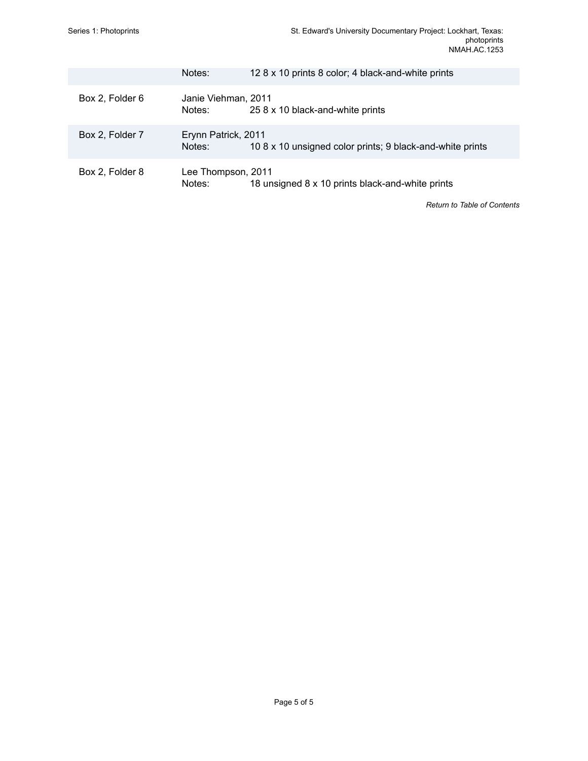| | |
|---|---|
| | Notes: 12 8 x 10 prints 8 color; 4 black-and-white prints |
| Box 2, Folder 6 | Janie Viehman, 2011<br>Notes: 25 8 x 10 black-and-white prints |
| Box 2, Folder 7 | Erynn Patrick, 2011<br>Notes: 10 8 x 10 unsigned color prints; 9 black-and-white prints |
| Box 2, Folder 8 | Lee Thompson, 2011<br>Notes: 18 unsigned 8 x 10 prints black-and-white prints |

*Return to Table of Contents*